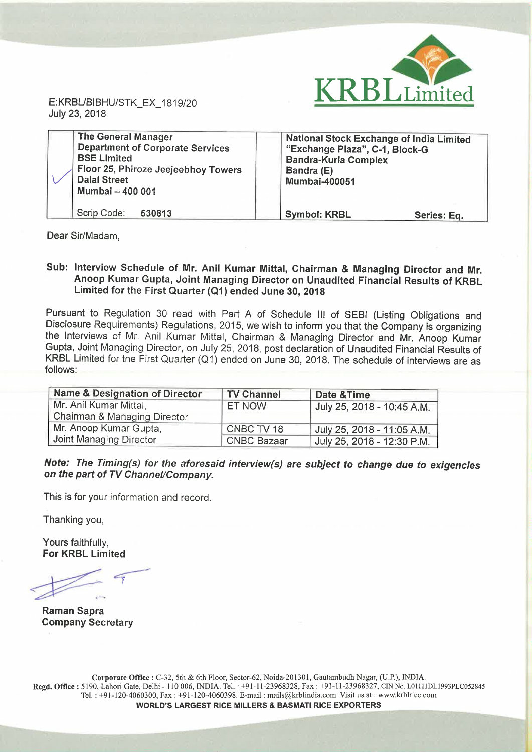KRBL Limited

E:KRBL/BIBHU/STK_EX_1819/20
July 23, 2018

| **The General Manager**<br>**Department of Corporate Services**<br>**BSE Limited**<br>**Floor 25, Phiroze Jeejeebhoy Towers**<br>**Dalal Street**<br>**Mumbai – 400 001** | **National Stock Exchange of India Limited**<br>**"Exchange Plaza", C-1, Block-G**<br>**Bandra-Kurla Complex**<br>**Bandra (E)**<br>**Mumbai-400051** |
|---|---|
| Scrip Code: **530813** | **Symbol: KRBL** **Series: Eq.** |

Dear Sir/Madam,

**Sub: Interview Schedule of Mr. Anil Kumar Mittal, Chairman & Managing Director and Mr. Anoop Kumar Gupta, Joint Managing Director on Unaudited Financial Results of KRBL Limited for the First Quarter (Q1) ended June 30, 2018**

Pursuant to Regulation 30 read with Part A of Schedule III of SEBI (Listing Obligations and Disclosure Requirements) Regulations, 2015, we wish to inform you that the Company is organizing the Interviews of Mr. Anil Kumar Mittal, Chairman & Managing Director and Mr. Anoop Kumar Gupta, Joint Managing Director, on July 25, 2018, post declaration of Unaudited Financial Results of KRBL Limited for the First Quarter (Q1) ended on June 30, 2018. The schedule of interviews are as follows:

| Name & Designation of Director | TV Channel | Date &Time |
|---|---|---|
| Mr. Anil Kumar Mittal, Chairman & Managing Director | ET NOW | July 25, 2018 - 10:45 A.M. |
| Mr. Anoop Kumar Gupta, Joint Managing Director | CNBC TV 18 | July 25, 2018 - 11:05 A.M. |
| | CNBC Bazaar | July 25, 2018 - 12:30 P.M. |

***Note: The Timing(s) for the aforesaid interview(s) are subject to change due to exigencies on the part of TV Channel/Company.***

This is for your information and record.

Thanking you,

Yours faithfully,
**For KRBL Limited**

**Raman Sapra**
**Company Secretary**

**Corporate Office :** C-32, 5th & 6th Floor, Sector-62, Noida-201301, Gautambudh Nagar, (U.P.), INDIA.
**Regd. Office :** 5190, Lahori Gate, Delhi - 110 006, INDIA. Tel. : +91-11-23968328, Fax : +91-11-23968327, CIN No. L01111DL1993PLC052845
Tel. : +91-120-4060300, Fax : +91-120-4060398. E-mail : mails@krblindia.com. Visit us at : www.krblrice.com
**WORLD'S LARGEST RICE MILLERS & BASMATI RICE EXPORTERS**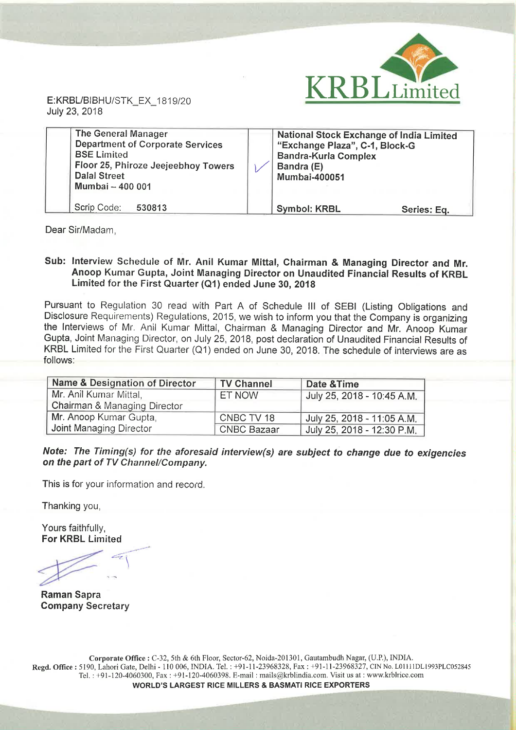E:KRBL/BIBHU/STK_EX_1819/20
July 23, 2018

| | |
|---|---|
| **The General Manager**<br>**Department of Corporate Services**<br>**BSE Limited**<br>**Floor 25, Phiroze Jeejeebhoy Towers**<br>**Dalal Street**<br>**Mumbai – 400 001** | **National Stock Exchange of India Limited**<br>**"Exchange Plaza", C-1, Block-G**<br>**Bandra-Kurla Complex**<br>**Bandra (E)**<br>**Mumbai-400051** |
| Scrip Code: **530813** | **Symbol: KRBL** **Series: Eq.** |

Dear Sir/Madam,

**Sub: Interview Schedule of Mr. Anil Kumar Mittal, Chairman & Managing Director and Mr. Anoop Kumar Gupta, Joint Managing Director on Unaudited Financial Results of KRBL Limited for the First Quarter (Q1) ended June 30, 2018**

Pursuant to Regulation 30 read with Part A of Schedule III of SEBI (Listing Obligations and Disclosure Requirements) Regulations, 2015, we wish to inform you that the Company is organizing the Interviews of Mr. Anil Kumar Mittal, Chairman & Managing Director and Mr. Anoop Kumar Gupta, Joint Managing Director, on July 25, 2018, post declaration of Unaudited Financial Results of KRBL Limited for the First Quarter (Q1) ended on June 30, 2018. The schedule of interviews are as follows:

| Name & Designation of Director | TV Channel | Date &Time |
|---|---|---|
| Mr. Anil Kumar Mittal, Chairman & Managing Director | ET NOW | July 25, 2018 - 10:45 A.M. |
| Mr. Anoop Kumar Gupta, Joint Managing Director | CNBC TV 18 | July 25, 2018 - 11:05 A.M. |
| | CNBC Bazaar | July 25, 2018 - 12:30 P.M. |

***Note: The Timing(s) for the aforesaid interview(s) are subject to change due to exigencies on the part of TV Channel/Company.***

This is for your information and record.

Thanking you,

Yours faithfully,
**For KRBL Limited**

**Raman Sapra**
**Company Secretary**

**Corporate Office :** C-32, 5th & 6th Floor, Sector-62, Noida-201301, Gautambudh Nagar, (U.P.), INDIA.
**Regd. Office :** 5190, Lahori Gate, Delhi - 110 006, INDIA. Tel. : +91-11-23968328, Fax : +91-11-23968327, CIN No. L01111DL1993PLC052845
Tel. : +91-120-4060300, Fax : +91-120-4060398. E-mail : mails@krblindia.com. Visit us at : www.krblrice.com
**WORLD'S LARGEST RICE MILLERS & BASMATI RICE EXPORTERS**